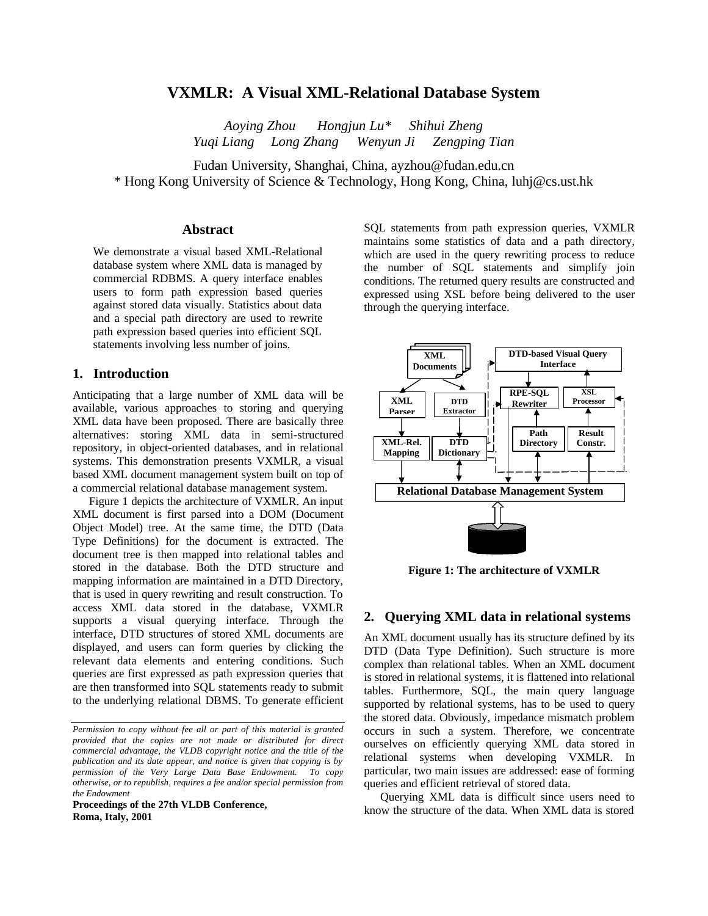# VXMLR: A Visual XML-Relational Database System

*Aoying Zhou Hongjun Lu\* Shihui Zheng*
*Yuqi Liang Long Zhang Wenyun Ji Zengping Tian*

Fudan University, Shanghai, China, ayzhou@fudan.edu.cn
\* Hong Kong University of Science & Technology, Hong Kong, China, luhj@cs.ust.hk

## Abstract

We demonstrate a visual based XML-Relational database system where XML data is managed by commercial RDBMS. A query interface enables users to form path expression based queries against stored data visually. Statistics about data and a special path directory are used to rewrite path expression based queries into efficient SQL statements involving less number of joins.

## 1. Introduction

Anticipating that a large number of XML data will be available, various approaches to storing and querying XML data have been proposed. There are basically three alternatives: storing XML data in semi-structured repository, in object-oriented databases, and in relational systems. This demonstration presents VXMLR, a visual based XML document management system built on top of a commercial relational database management system.

Figure 1 depicts the architecture of VXMLR. An input XML document is first parsed into a DOM (Document Object Model) tree. At the same time, the DTD (Data Type Definitions) for the document is extracted. The document tree is then mapped into relational tables and stored in the database. Both the DTD structure and mapping information are maintained in a DTD Directory, that is used in query rewriting and result construction. To access XML data stored in the database, VXMLR supports a visual querying interface. Through the interface, DTD structures of stored XML documents are displayed, and users can form queries by clicking the relevant data elements and entering conditions. Such queries are first expressed as path expression queries that are then transformed into SQL statements ready to submit to the underlying relational DBMS. To generate efficient SQL statements from path expression queries, VXMLR maintains some statistics of data and a path directory, which are used in the query rewriting process to reduce the number of SQL statements and simplify join conditions. The returned query results are constructed and expressed using XSL before being delivered to the user through the querying interface.

Figure 1: The architecture of VXMLR

## 2. Querying XML data in relational systems

An XML document usually has its structure defined by its DTD (Data Type Definition). Such structure is more complex than relational tables. When an XML document is stored in relational systems, it is flattened into relational tables. Furthermore, SQL, the main query language supported by relational systems, has to be used to query the stored data. Obviously, impedance mismatch problem occurs in such a system. Therefore, we concentrate ourselves on efficiently querying XML data stored in relational systems when developing VXMLR. In particular, two main issues are addressed: ease of forming queries and efficient retrieval of stored data.

Querying XML data is difficult since users need to know the structure of the data. When XML data is stored

*Permission to copy without fee all or part of this material is granted provided that the copies are not made or distributed for direct commercial advantage, the VLDB copyright notice and the title of the publication and its date appear, and notice is given that copying is by permission of the Very Large Data Base Endowment. To copy otherwise, or to republish, requires a fee and/or special permission from the Endowment*

**Proceedings of the 27th VLDB Conference, Roma, Italy, 2001**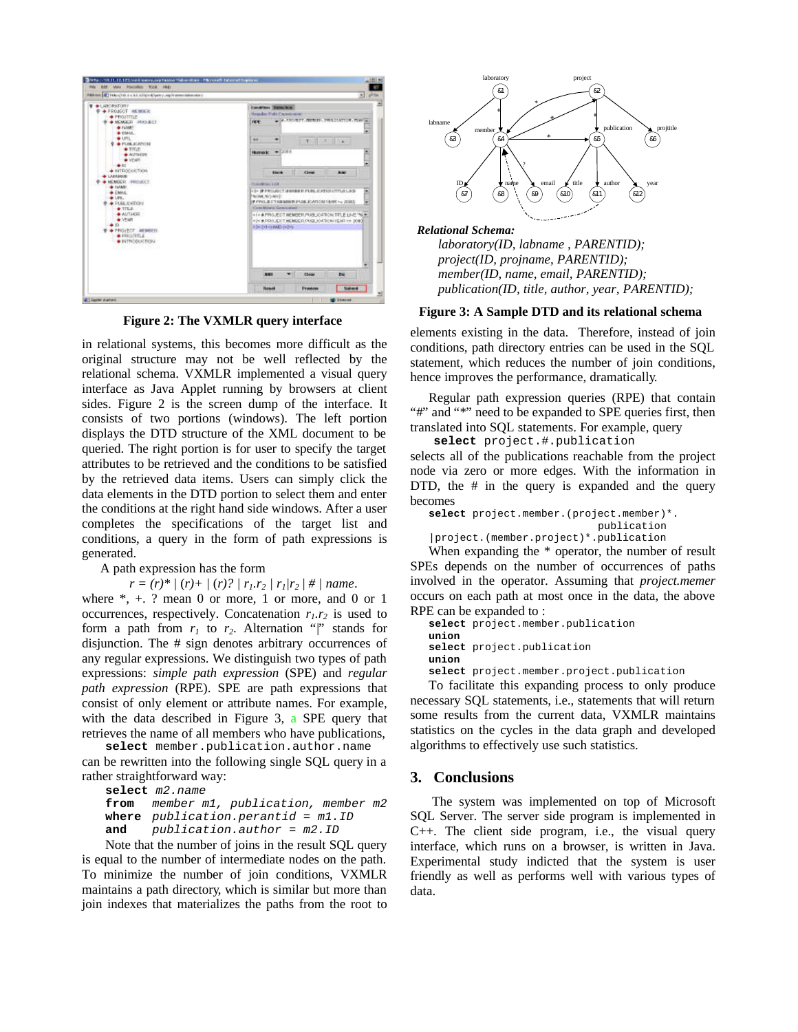Figure 2: The VXMLR query interface

in relational systems, this becomes more difficult as the original structure may not be well reflected by the relational schema. VXMLR implemented a visual query interface as Java Applet running by browsers at client sides. Figure 2 is the screen dump of the interface. It consists of two portions (windows). The left portion displays the DTD structure of the XML document to be queried. The right portion is for user to specify the target attributes to be retrieved and the conditions to be satisfied by the retrieved data items. Users can simply click the data elements in the DTD portion to select them and enter the conditions at the right hand side windows. After a user completes the specifications of the target list and conditions, a query in the form of path expressions is generated.

A path expression has the form

$$r = (r)^* \mid (r)+ \mid (r)? \mid r_1.r_2 \mid r_1|r_2 \mid \# \mid name.$$

where *, +. ? mean 0 or more, 1 or more, and 0 or 1 occurrences, respectively. Concatenation $r_1.r_2$ is used to form a path from $r_1$ to $r_2$. Alternation "|" stands for disjunction. The # sign denotes arbitrary occurrences of any regular expressions. We distinguish two types of path expressions: *simple path expression* (SPE) and *regular path expression* (RPE). SPE are path expressions that consist of only element or attribute names. For example, with the data described in Figure 3, a SPE query that retrieves the name of all members who have publications,

```
select member.publication.author.name
```

can be rewritten into the following single SQL query in a rather straightforward way:

```
select m2.name
from   member m1, publication, member m2
where  publication.perantid = m1.ID
and    publication.author = m2.ID
```

Note that the number of joins in the result SQL query is equal to the number of intermediate nodes on the path. To minimize the number of join conditions, VXMLR maintains a path directory, which is similar but more than join indexes that materializes the paths from the root to

laboratory
project
&1
&2
labname
member
publication
projtitle
&3
&4
&5
&6
ID
name
email
title
author
year
&7
&8
&9
&10
&11
&12

***Relational Schema:***

*laboratory(ID, labname , PARENTID);*
*project(ID, projname, PARENTID);*
*member(ID, name, email, PARENTID);*
*publication(ID, title, author, year, PARENTID);*

**Figure 3: A Sample DTD and its relational schema**

elements existing in the data. Therefore, instead of join conditions, path directory entries can be used in the SQL statement, which reduces the number of join conditions, hence improves the performance, dramatically.

Regular path expression queries (RPE) that contain "#" and "*" need to be expanded to SPE queries first, then translated into SQL statements. For example, query

```
select project.#.publication
```

selects all of the publications reachable from the project node via zero or more edges. With the information in DTD, the # in the query is expanded and the query becomes

```
select project.member.(project.member)*.
                                    publication
|project.(member.project)*.publication
```

When expanding the * operator, the number of result SPEs depends on the number of occurrences of paths involved in the operator. Assuming that *project.memer* occurs on each path at most once in the data, the above RPE can be expanded to :

```
select project.member.publication
union
select project.publication
union
select project.member.project.publication
```

To facilitate this expanding process to only produce necessary SQL statements, i.e., statements that will return some results from the current data, VXMLR maintains statistics on the cycles in the data graph and developed algorithms to effectively use such statistics.

## 3. Conclusions

The system was implemented on top of Microsoft SQL Server. The server side program is implemented in C++. The client side program, i.e., the visual query interface, which runs on a browser, is written in Java. Experimental study indicted that the system is user friendly as well as performs well with various types of data.